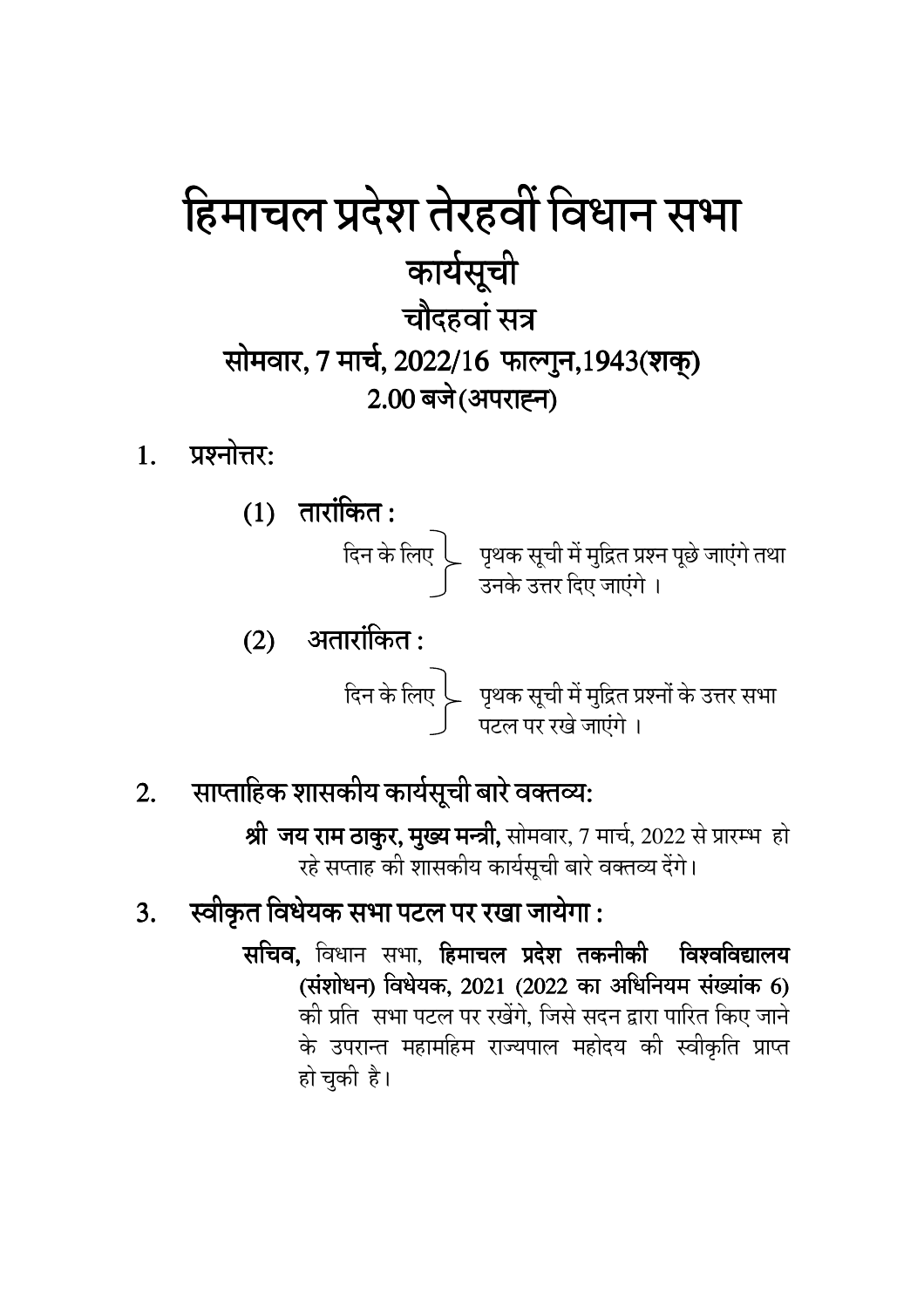# हिमाचल प्रदेश तेरहवीं विधान सभा

## कार्यसूची

## चौदहवां सत्र

## सोमवार, 7 मार्च, 2022/16 फाल्गुन,1943(शक्)

## 2.00 बजे (अपराह्न)

1. **प्रश्नोत्तर:**

   (1) **तारांकित :**

   दिन के लिए } पृथक सूची में मुद्रित प्रश्न पूछे जाएंगे तथा उनके उत्तर दिए जाएंगे ।

   (2) **अतारांकित :**

   दिन के लिए } पृथक सूची में मुद्रित प्रश्नों के उत्तर सभा पटल पर रखे जाएंगे ।

2. **साप्ताहिक शासकीय कार्यसूची बारे वक्तव्य:**

   **श्री जय राम ठाकुर, मुख्य मन्त्री,** सोमवार, 7 मार्च, 2022 से प्रारम्भ हो रहे सप्ताह की शासकीय कार्यसूची बारे वक्तव्य देंगे।

3. **स्वीकृत विधेयक सभा पटल पर रखा जायेगा :**

   **सचिव,** विधान सभा, **हिमाचल प्रदेश तकनीकी विश्वविद्यालय (संशोधन) विधेयक, 2021 (2022 का अधिनियम संख्यांक 6)** की प्रति सभा पटल पर रखेंगे, जिसे सदन द्वारा पारित किए जाने के उपरान्त महामहिम राज्यपाल महोदय की स्वीकृति प्राप्त हो चुकी है।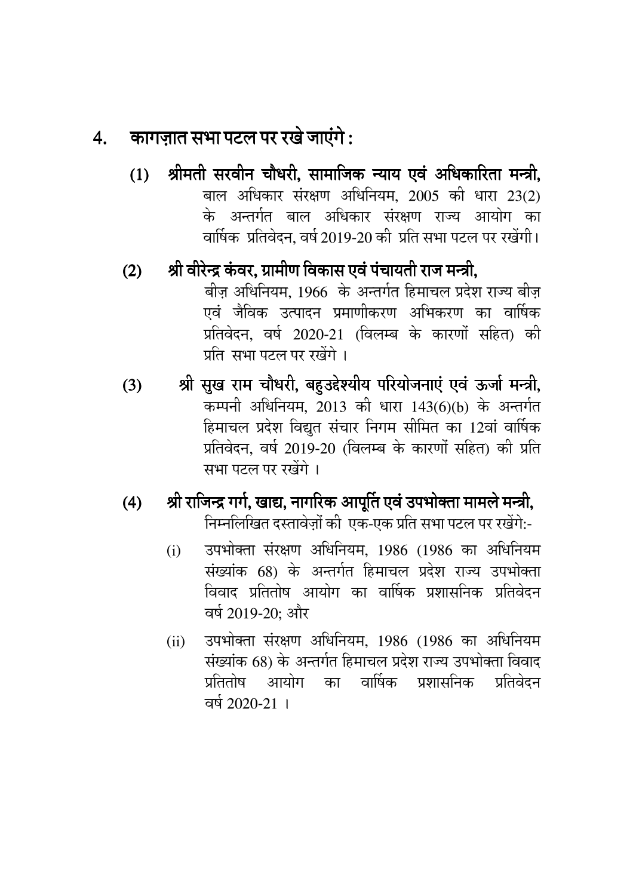## 4. कागज़ात सभा पटल पर रखे जाएंगे :

**(1) श्रीमती सरवीन चौधरी, सामाजिक न्याय एवं अधिकारिता मन्त्री,**
बाल अधिकार संरक्षण अधिनियम, 2005 की धारा 23(2) के अन्तर्गत बाल अधिकार संरक्षण राज्य आयोग का वार्षिक प्रतिवेदन, वर्ष 2019-20 की प्रति सभा पटल पर रखेंगी।

**(2) श्री वीरेन्द्र कंवर, ग्रामीण विकास एवं पंचायती राज मन्त्री,**
बीज़ अधिनियम, 1966 के अन्तर्गत हिमाचल प्रदेश राज्य बीज़ एवं जैविक उत्पादन प्रमाणीकरण अभिकरण का वार्षिक प्रतिवेदन, वर्ष 2020-21 (विलम्ब के कारणों सहित) की प्रति सभा पटल पर रखेंगे ।

**(3) श्री सुख राम चौधरी, बहुउद्देश्यीय परियोजनाएं एवं ऊर्जा मन्त्री,**
कम्पनी अधिनियम, 2013 की धारा 143(6)(b) के अन्तर्गत हिमाचल प्रदेश विद्युत संचार निगम सीमित का 12वां वार्षिक प्रतिवेदन, वर्ष 2019-20 (विलम्ब के कारणों सहित) की प्रति सभा पटल पर रखेंगे ।

**(4) श्री राजिन्द्र गर्ग, खाद्य, नागरिक आपूर्ति एवं उपभोक्ता मामले मन्त्री,**
निम्नलिखित दस्तावेज़ों की एक-एक प्रति सभा पटल पर रखेंगे:-

(i) उपभोक्ता संरक्षण अधिनियम, 1986 (1986 का अधिनियम संख्यांक 68) के अन्तर्गत हिमाचल प्रदेश राज्य उपभोक्ता विवाद प्रतितोष आयोग का वार्षिक प्रशासनिक प्रतिवेदन वर्ष 2019-20; और

(ii) उपभोक्ता संरक्षण अधिनियम, 1986 (1986 का अधिनियम संख्यांक 68) के अन्तर्गत हिमाचल प्रदेश राज्य उपभोक्ता विवाद प्रतितोष आयोग का वार्षिक प्रशासनिक प्रतिवेदन वर्ष 2020-21 ।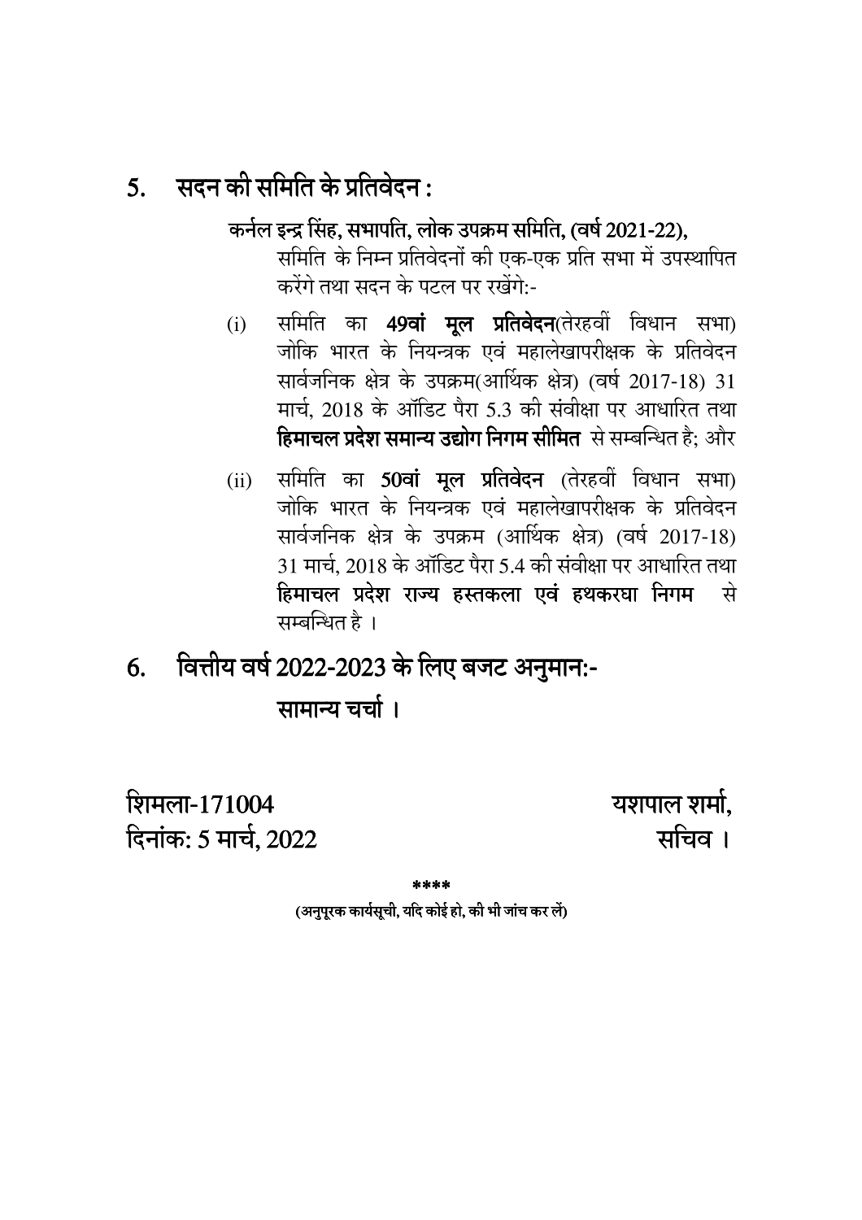## 5. सदन की समिति के प्रतिवेदन :

**कर्नल इन्द्र सिंह, सभापति, लोक उपक्रम समिति, (वर्ष 2021-22),**
समिति के निम्न प्रतिवेदनों की एक-एक प्रति सभा में उपस्थापित करेंगे तथा सदन के पटल पर रखेंगे:-

(i) समिति का **49वां मूल प्रतिवेदन**(तेरहवीं विधान सभा) जोकि भारत के नियन्त्रक एवं महालेखापरीक्षक के प्रतिवेदन सार्वजनिक क्षेत्र के उपक्रम(आर्थिक क्षेत्र) (वर्ष 2017-18) 31 मार्च, 2018 के ऑडिट पैरा 5.3 की संवीक्षा पर आधारित तथा **हिमाचल प्रदेश समान्य उद्योग निगम सीमित** से सम्बन्धित है; और

(ii) समिति का **50वां मूल प्रतिवेदन** (तेरहवीं विधान सभा) जोकि भारत के नियन्त्रक एवं महालेखापरीक्षक के प्रतिवेदन सार्वजनिक क्षेत्र के उपक्रम (आर्थिक क्षेत्र) (वर्ष 2017-18) 31 मार्च, 2018 के ऑडिट पैरा 5.4 की संवीक्षा पर आधारित तथा **हिमाचल प्रदेश राज्य हस्तकला एवं हथकरघा निगम** से सम्बन्धित है ।

## 6. वित्तीय वर्ष 2022-2023 के लिए बजट अनुमान:-

**सामान्य चर्चा ।**

शिमला-171004
दिनांक: 5 मार्च, 2022

यशपाल शर्मा,
सचिव ।

\*\*\*\*

**(अनुपूरक कार्यसूची, यदि कोई हो, की भी जांच कर लें)**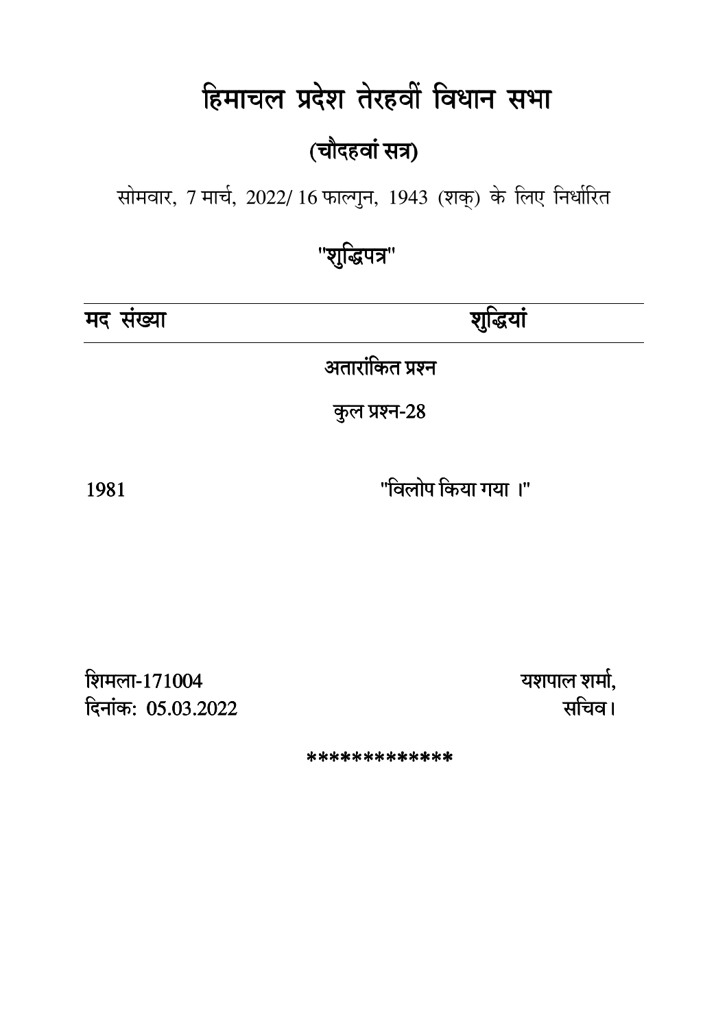# हिमाचल प्रदेश तेरहवीं विधान सभा

## (चौदहवां सत्र)

सोमवार, 7 मार्च, 2022/ 16 फाल्गुन, 1943 (शक्) के लिए निर्धारित

## "शुद्धिपत्र"

| मद संख्या | शुद्धियां |
|---|---|
| | **अतारांकित प्रश्न** |
| | **कुल प्रश्न-28** |
| 1981 | "विलोप किया गया ।" |

शिमला-171004
दिनांक: 05.03.2022

यशपाल शर्मा,
सचिव।

*************